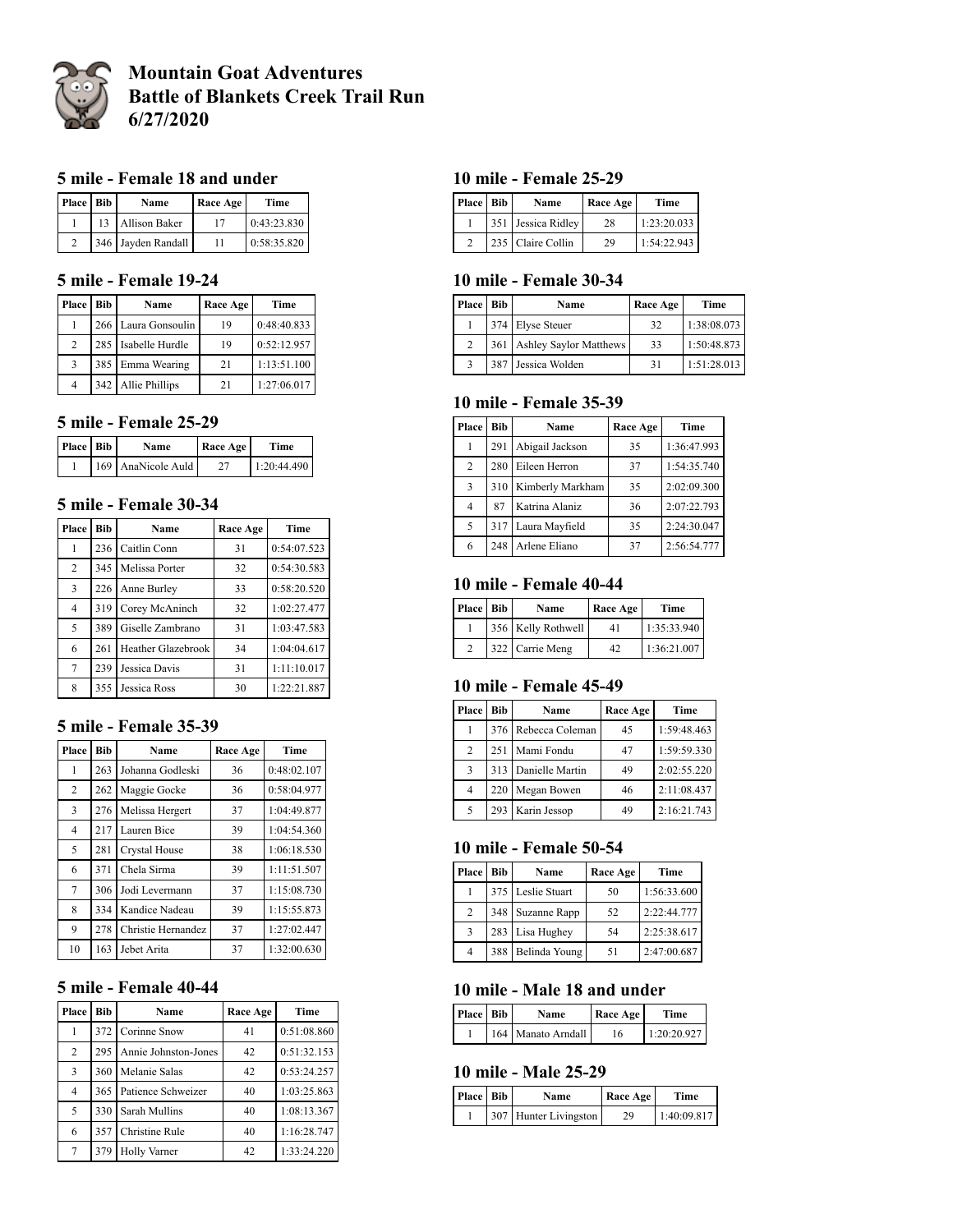# Mountain Goat Adventures
# Battle of Blankets Creek Trail Run
# 6/27/2020

## 5 mile - Female 18 and under

| Place | Bib | Name | Race Age | Time |
|---|---|---|---|---|
| 1 | 13 | Allison Baker | 17 | 0:43:23.830 |
| 2 | 346 | Jayden Randall | 11 | 0:58:35.820 |

## 5 mile - Female 19-24

| Place | Bib | Name | Race Age | Time |
|---|---|---|---|---|
| 1 | 266 | Laura Gonsoulin | 19 | 0:48:40.833 |
| 2 | 285 | Isabelle Hurdle | 19 | 0:52:12.957 |
| 3 | 385 | Emma Wearing | 21 | 1:13:51.100 |
| 4 | 342 | Allie Phillips | 21 | 1:27:06.017 |

## 5 mile - Female 25-29

| Place | Bib | Name | Race Age | Time |
|---|---|---|---|---|
| 1 | 169 | AnaNicole Auld | 27 | 1:20:44.490 |

## 5 mile - Female 30-34

| Place | Bib | Name | Race Age | Time |
|---|---|---|---|---|
| 1 | 236 | Caitlin Conn | 31 | 0:54:07.523 |
| 2 | 345 | Melissa Porter | 32 | 0:54:30.583 |
| 3 | 226 | Anne Burley | 33 | 0:58:20.520 |
| 4 | 319 | Corey McAninch | 32 | 1:02:27.477 |
| 5 | 389 | Giselle Zambrano | 31 | 1:03:47.583 |
| 6 | 261 | Heather Glazebrook | 34 | 1:04:04.617 |
| 7 | 239 | Jessica Davis | 31 | 1:11:10.017 |
| 8 | 355 | Jessica Ross | 30 | 1:22:21.887 |

## 5 mile - Female 35-39

| Place | Bib | Name | Race Age | Time |
|---|---|---|---|---|
| 1 | 263 | Johanna Godleski | 36 | 0:48:02.107 |
| 2 | 262 | Maggie Gocke | 36 | 0:58:04.977 |
| 3 | 276 | Melissa Hergert | 37 | 1:04:49.877 |
| 4 | 217 | Lauren Bice | 39 | 1:04:54.360 |
| 5 | 281 | Crystal House | 38 | 1:06:18.530 |
| 6 | 371 | Chela Sirma | 39 | 1:11:51.507 |
| 7 | 306 | Jodi Levermann | 37 | 1:15:08.730 |
| 8 | 334 | Kandice Nadeau | 39 | 1:15:55.873 |
| 9 | 278 | Christie Hernandez | 37 | 1:27:02.447 |
| 10 | 163 | Jebet Arita | 37 | 1:32:00.630 |

## 5 mile - Female 40-44

| Place | Bib | Name | Race Age | Time |
|---|---|---|---|---|
| 1 | 372 | Corinne Snow | 41 | 0:51:08.860 |
| 2 | 295 | Annie Johnston-Jones | 42 | 0:51:32.153 |
| 3 | 360 | Melanie Salas | 42 | 0:53:24.257 |
| 4 | 365 | Patience Schweizer | 40 | 1:03:25.863 |
| 5 | 330 | Sarah Mullins | 40 | 1:08:13.367 |
| 6 | 357 | Christine Rule | 40 | 1:16:28.747 |
| 7 | 379 | Holly Varner | 42 | 1:33:24.220 |

## 10 mile - Female 25-29

| Place | Bib | Name | Race Age | Time |
|---|---|---|---|---|
| 1 | 351 | Jessica Ridley | 28 | 1:23:20.033 |
| 2 | 235 | Claire Collin | 29 | 1:54:22.943 |

## 10 mile - Female 30-34

| Place | Bib | Name | Race Age | Time |
|---|---|---|---|---|
| 1 | 374 | Elyse Steuer | 32 | 1:38:08.073 |
| 2 | 361 | Ashley Saylor Matthews | 33 | 1:50:48.873 |
| 3 | 387 | Jessica Wolden | 31 | 1:51:28.013 |

## 10 mile - Female 35-39

| Place | Bib | Name | Race Age | Time |
|---|---|---|---|---|
| 1 | 291 | Abigail Jackson | 35 | 1:36:47.993 |
| 2 | 280 | Eileen Herron | 37 | 1:54:35.740 |
| 3 | 310 | Kimberly Markham | 35 | 2:02:09.300 |
| 4 | 87 | Katrina Alaniz | 36 | 2:07:22.793 |
| 5 | 317 | Laura Mayfield | 35 | 2:24:30.047 |
| 6 | 248 | Arlene Eliano | 37 | 2:56:54.777 |

## 10 mile - Female 40-44

| Place | Bib | Name | Race Age | Time |
|---|---|---|---|---|
| 1 | 356 | Kelly Rothwell | 41 | 1:35:33.940 |
| 2 | 322 | Carrie Meng | 42 | 1:36:21.007 |

## 10 mile - Female 45-49

| Place | Bib | Name | Race Age | Time |
|---|---|---|---|---|
| 1 | 376 | Rebecca Coleman | 45 | 1:59:48.463 |
| 2 | 251 | Mami Fondu | 47 | 1:59:59.330 |
| 3 | 313 | Danielle Martin | 49 | 2:02:55.220 |
| 4 | 220 | Megan Bowen | 46 | 2:11:08.437 |
| 5 | 293 | Karin Jessop | 49 | 2:16:21.743 |

## 10 mile - Female 50-54

| Place | Bib | Name | Race Age | Time |
|---|---|---|---|---|
| 1 | 375 | Leslie Stuart | 50 | 1:56:33.600 |
| 2 | 348 | Suzanne Rapp | 52 | 2:22:44.777 |
| 3 | 283 | Lisa Hughey | 54 | 2:25:38.617 |
| 4 | 388 | Belinda Young | 51 | 2:47:00.687 |

## 10 mile - Male 18 and under

| Place | Bib | Name | Race Age | Time |
|---|---|---|---|---|
| 1 | 164 | Manato Arndall | 16 | 1:20:20.927 |

## 10 mile - Male 25-29

| Place | Bib | Name | Race Age | Time |
|---|---|---|---|---|
| 1 | 307 | Hunter Livingston | 29 | 1:40:09.817 |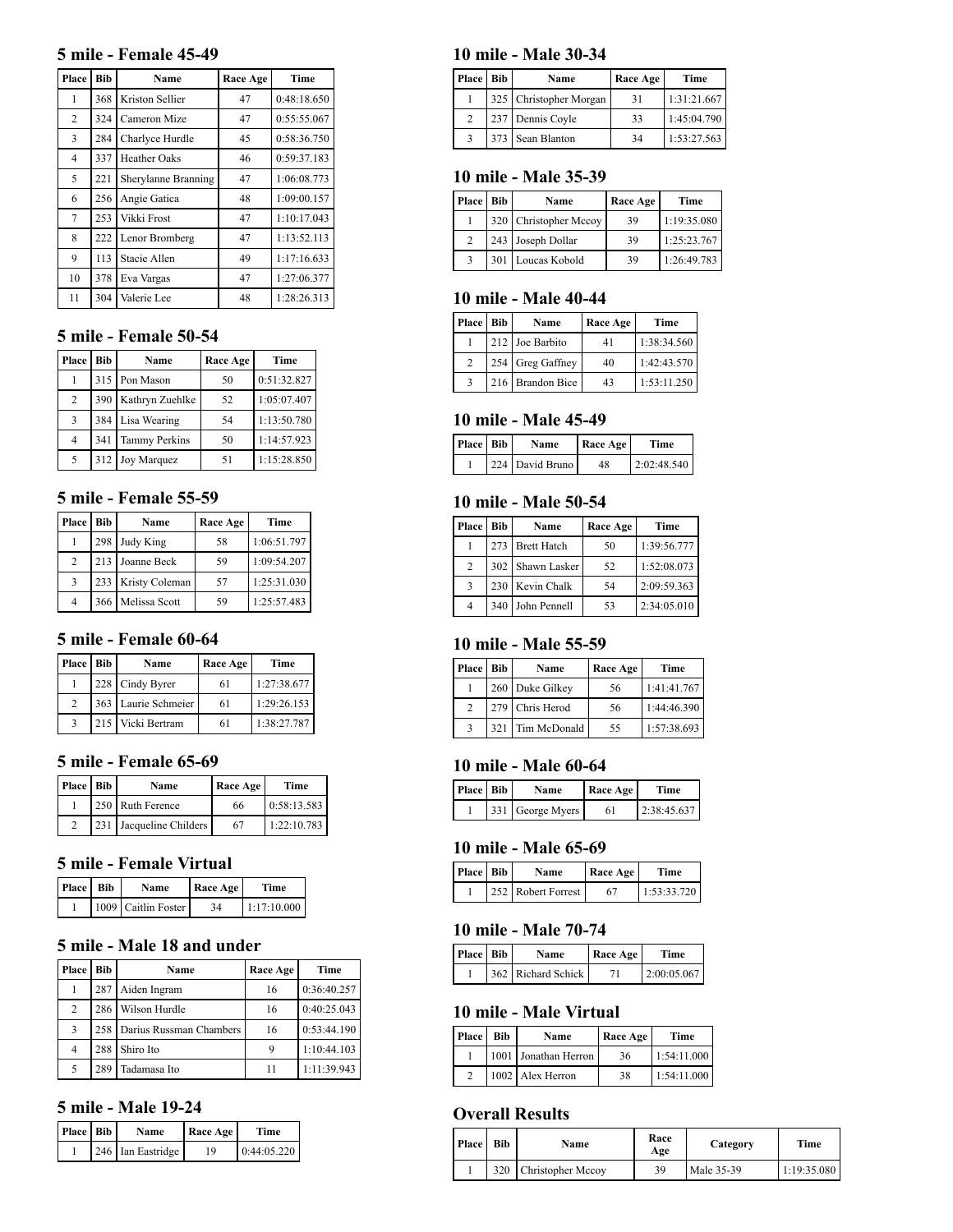## 5 mile - Female 45-49

| Place | Bib | Name | Race Age | Time |
|---|---|---|---|---|
| 1 | 368 | Kriston Sellier | 47 | 0:48:18.650 |
| 2 | 324 | Cameron Mize | 47 | 0:55:55.067 |
| 3 | 284 | Charlyce Hurdle | 45 | 0:58:36.750 |
| 4 | 337 | Heather Oaks | 46 | 0:59:37.183 |
| 5 | 221 | Sherylanne Branning | 47 | 1:06:08.773 |
| 6 | 256 | Angie Gatica | 48 | 1:09:00.157 |
| 7 | 253 | Vikki Frost | 47 | 1:10:17.043 |
| 8 | 222 | Lenor Bromberg | 47 | 1:13:52.113 |
| 9 | 113 | Stacie Allen | 49 | 1:17:16.633 |
| 10 | 378 | Eva Vargas | 47 | 1:27:06.377 |
| 11 | 304 | Valerie Lee | 48 | 1:28:26.313 |

## 5 mile - Female 50-54

| Place | Bib | Name | Race Age | Time |
|---|---|---|---|---|
| 1 | 315 | Pon Mason | 50 | 0:51:32.827 |
| 2 | 390 | Kathryn Zuehlke | 52 | 1:05:07.407 |
| 3 | 384 | Lisa Wearing | 54 | 1:13:50.780 |
| 4 | 341 | Tammy Perkins | 50 | 1:14:57.923 |
| 5 | 312 | Joy Marquez | 51 | 1:15:28.850 |

## 5 mile - Female 55-59

| Place | Bib | Name | Race Age | Time |
|---|---|---|---|---|
| 1 | 298 | Judy King | 58 | 1:06:51.797 |
| 2 | 213 | Joanne Beck | 59 | 1:09:54.207 |
| 3 | 233 | Kristy Coleman | 57 | 1:25:31.030 |
| 4 | 366 | Melissa Scott | 59 | 1:25:57.483 |

## 5 mile - Female 60-64

| Place | Bib | Name | Race Age | Time |
|---|---|---|---|---|
| 1 | 228 | Cindy Byrer | 61 | 1:27:38.677 |
| 2 | 363 | Laurie Schmeier | 61 | 1:29:26.153 |
| 3 | 215 | Vicki Bertram | 61 | 1:38:27.787 |

## 5 mile - Female 65-69

| Place | Bib | Name | Race Age | Time |
|---|---|---|---|---|
| 1 | 250 | Ruth Ference | 66 | 0:58:13.583 |
| 2 | 231 | Jacqueline Childers | 67 | 1:22:10.783 |

## 5 mile - Female Virtual

| Place | Bib | Name | Race Age | Time |
|---|---|---|---|---|
| 1 | 1009 | Caitlin Foster | 34 | 1:17:10.000 |

## 5 mile - Male 18 and under

| Place | Bib | Name | Race Age | Time |
|---|---|---|---|---|
| 1 | 287 | Aiden Ingram | 16 | 0:36:40.257 |
| 2 | 286 | Wilson Hurdle | 16 | 0:40:25.043 |
| 3 | 258 | Darius Russman Chambers | 16 | 0:53:44.190 |
| 4 | 288 | Shiro Ito | 9 | 1:10:44.103 |
| 5 | 289 | Tadamasa Ito | 11 | 1:11:39.943 |

## 5 mile - Male 19-24

| Place | Bib | Name | Race Age | Time |
|---|---|---|---|---|
| 1 | 246 | Ian Eastridge | 19 | 0:44:05.220 |

## 10 mile - Male 30-34

| Place | Bib | Name | Race Age | Time |
|---|---|---|---|---|
| 1 | 325 | Christopher Morgan | 31 | 1:31:21.667 |
| 2 | 237 | Dennis Coyle | 33 | 1:45:04.790 |
| 3 | 373 | Sean Blanton | 34 | 1:53:27.563 |

## 10 mile - Male 35-39

| Place | Bib | Name | Race Age | Time |
|---|---|---|---|---|
| 1 | 320 | Christopher Mccoy | 39 | 1:19:35.080 |
| 2 | 243 | Joseph Dollar | 39 | 1:25:23.767 |
| 3 | 301 | Loucas Kobold | 39 | 1:26:49.783 |

## 10 mile - Male 40-44

| Place | Bib | Name | Race Age | Time |
|---|---|---|---|---|
| 1 | 212 | Joe Barbito | 41 | 1:38:34.560 |
| 2 | 254 | Greg Gaffney | 40 | 1:42:43.570 |
| 3 | 216 | Brandon Bice | 43 | 1:53:11.250 |

## 10 mile - Male 45-49

| Place | Bib | Name | Race Age | Time |
|---|---|---|---|---|
| 1 | 224 | David Bruno | 48 | 2:02:48.540 |

## 10 mile - Male 50-54

| Place | Bib | Name | Race Age | Time |
|---|---|---|---|---|
| 1 | 273 | Brett Hatch | 50 | 1:39:56.777 |
| 2 | 302 | Shawn Lasker | 52 | 1:52:08.073 |
| 3 | 230 | Kevin Chalk | 54 | 2:09:59.363 |
| 4 | 340 | John Pennell | 53 | 2:34:05.010 |

## 10 mile - Male 55-59

| Place | Bib | Name | Race Age | Time |
|---|---|---|---|---|
| 1 | 260 | Duke Gilkey | 56 | 1:41:41.767 |
| 2 | 279 | Chris Herod | 56 | 1:44:46.390 |
| 3 | 321 | Tim McDonald | 55 | 1:57:38.693 |

## 10 mile - Male 60-64

| Place | Bib | Name | Race Age | Time |
|---|---|---|---|---|
| 1 | 331 | George Myers | 61 | 2:38:45.637 |

## 10 mile - Male 65-69

| Place | Bib | Name | Race Age | Time |
|---|---|---|---|---|
| 1 | 252 | Robert Forrest | 67 | 1:53:33.720 |

## 10 mile - Male 70-74

| Place | Bib | Name | Race Age | Time |
|---|---|---|---|---|
| 1 | 362 | Richard Schick | 71 | 2:00:05.067 |

## 10 mile - Male Virtual

| Place | Bib | Name | Race Age | Time |
|---|---|---|---|---|
| 1 | 1001 | Jonathan Herron | 36 | 1:54:11.000 |
| 2 | 1002 | Alex Herron | 38 | 1:54:11.000 |

## Overall Results

| Place | Bib | Name | Race Age | Category | Time |
|---|---|---|---|---|---|
| 1 | 320 | Christopher Mccoy | 39 | Male 35-39 | 1:19:35.080 |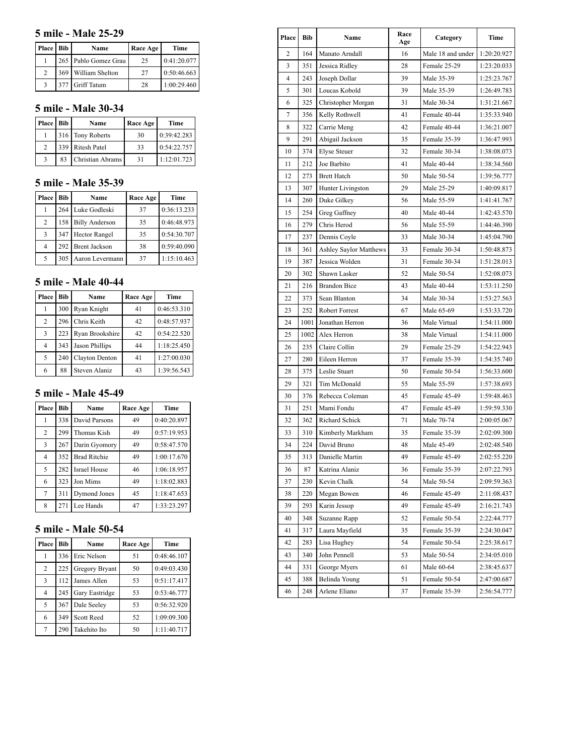### 5 mile - Male 25-29

| Place | Bib | Name | Race Age | Time |
|---|---|---|---|---|
| 1 | 265 | Pablo Gomez Grau | 25 | 0:41:20.077 |
| 2 | 369 | William Shelton | 27 | 0:50:46.663 |
| 3 | 377 | Griff Tatum | 28 | 1:00:29.460 |

### 5 mile - Male 30-34

| Place | Bib | Name | Race Age | Time |
|---|---|---|---|---|
| 1 | 316 | Tony Roberts | 30 | 0:39:42.283 |
| 2 | 339 | Ritesh Patel | 33 | 0:54:22.757 |
| 3 | 83 | Christian Abrams | 31 | 1:12:01.723 |

### 5 mile - Male 35-39

| Place | Bib | Name | Race Age | Time |
|---|---|---|---|---|
| 1 | 264 | Luke Godleski | 37 | 0:36:13.233 |
| 2 | 158 | Billy Anderson | 35 | 0:46:48.973 |
| 3 | 347 | Hector Rangel | 35 | 0:54:30.707 |
| 4 | 292 | Brent Jackson | 38 | 0:59:40.090 |
| 5 | 305 | Aaron Levermann | 37 | 1:15:10.463 |

### 5 mile - Male 40-44

| Place | Bib | Name | Race Age | Time |
|---|---|---|---|---|
| 1 | 300 | Ryan Knight | 41 | 0:46:53.310 |
| 2 | 296 | Chris Keith | 42 | 0:48:57.937 |
| 3 | 223 | Ryan Brookshire | 42 | 0:54:22.520 |
| 4 | 343 | Jason Phillips | 44 | 1:18:25.450 |
| 5 | 240 | Clayton Denton | 41 | 1:27:00.030 |
| 6 | 88 | Steven Alaniz | 43 | 1:39:56.543 |

### 5 mile - Male 45-49

| Place | Bib | Name | Race Age | Time |
|---|---|---|---|---|
| 1 | 338 | David Parsons | 49 | 0:40:20.897 |
| 2 | 299 | Thomas Kish | 49 | 0:57:19.953 |
| 3 | 267 | Darin Gyomory | 49 | 0:58:47.570 |
| 4 | 352 | Brad Ritchie | 49 | 1:00:17.670 |
| 5 | 282 | Israel House | 46 | 1:06:18.957 |
| 6 | 323 | Jon Mims | 49 | 1:18:02.883 |
| 7 | 311 | Dymond Jones | 45 | 1:18:47.653 |
| 8 | 271 | Lee Hands | 47 | 1:33:23.297 |

### 5 mile - Male 50-54

| Place | Bib | Name | Race Age | Time |
|---|---|---|---|---|
| 1 | 336 | Eric Nelson | 51 | 0:48:46.107 |
| 2 | 225 | Gregory Bryant | 50 | 0:49:03.430 |
| 3 | 112 | James Allen | 53 | 0:51:17.417 |
| 4 | 245 | Gary Eastridge | 53 | 0:53:46.777 |
| 5 | 367 | Dale Seeley | 53 | 0:56:32.920 |
| 6 | 349 | Scott Reed | 52 | 1:09:09.300 |
| 7 | 290 | Takehito Ito | 50 | 1:11:40.717 |

| Place | Bib | Name | Race Age | Category | Time |
|---|---|---|---|---|---|
| 2 | 164 | Manato Arndall | 16 | Male 18 and under | 1:20:20.927 |
| 3 | 351 | Jessica Ridley | 28 | Female 25-29 | 1:23:20.033 |
| 4 | 243 | Joseph Dollar | 39 | Male 35-39 | 1:25:23.767 |
| 5 | 301 | Loucas Kobold | 39 | Male 35-39 | 1:26:49.783 |
| 6 | 325 | Christopher Morgan | 31 | Male 30-34 | 1:31:21.667 |
| 7 | 356 | Kelly Rothwell | 41 | Female 40-44 | 1:35:33.940 |
| 8 | 322 | Carrie Meng | 42 | Female 40-44 | 1:36:21.007 |
| 9 | 291 | Abigail Jackson | 35 | Female 35-39 | 1:36:47.993 |
| 10 | 374 | Elyse Steuer | 32 | Female 30-34 | 1:38:08.073 |
| 11 | 212 | Joe Barbito | 41 | Male 40-44 | 1:38:34.560 |
| 12 | 273 | Brett Hatch | 50 | Male 50-54 | 1:39:56.777 |
| 13 | 307 | Hunter Livingston | 29 | Male 25-29 | 1:40:09.817 |
| 14 | 260 | Duke Gilkey | 56 | Male 55-59 | 1:41:41.767 |
| 15 | 254 | Greg Gaffney | 40 | Male 40-44 | 1:42:43.570 |
| 16 | 279 | Chris Herod | 56 | Male 55-59 | 1:44:46.390 |
| 17 | 237 | Dennis Coyle | 33 | Male 30-34 | 1:45:04.790 |
| 18 | 361 | Ashley Saylor Matthews | 33 | Female 30-34 | 1:50:48.873 |
| 19 | 387 | Jessica Wolden | 31 | Female 30-34 | 1:51:28.013 |
| 20 | 302 | Shawn Lasker | 52 | Male 50-54 | 1:52:08.073 |
| 21 | 216 | Brandon Bice | 43 | Male 40-44 | 1:53:11.250 |
| 22 | 373 | Sean Blanton | 34 | Male 30-34 | 1:53:27.563 |
| 23 | 252 | Robert Forrest | 67 | Male 65-69 | 1:53:33.720 |
| 24 | 1001 | Jonathan Herron | 36 | Male Virtual | 1:54:11.000 |
| 25 | 1002 | Alex Herron | 38 | Male Virtual | 1:54:11.000 |
| 26 | 235 | Claire Collin | 29 | Female 25-29 | 1:54:22.943 |
| 27 | 280 | Eileen Herron | 37 | Female 35-39 | 1:54:35.740 |
| 28 | 375 | Leslie Stuart | 50 | Female 50-54 | 1:56:33.600 |
| 29 | 321 | Tim McDonald | 55 | Male 55-59 | 1:57:38.693 |
| 30 | 376 | Rebecca Coleman | 45 | Female 45-49 | 1:59:48.463 |
| 31 | 251 | Mami Fondu | 47 | Female 45-49 | 1:59:59.330 |
| 32 | 362 | Richard Schick | 71 | Male 70-74 | 2:00:05.067 |
| 33 | 310 | Kimberly Markham | 35 | Female 35-39 | 2:02:09.300 |
| 34 | 224 | David Bruno | 48 | Male 45-49 | 2:02:48.540 |
| 35 | 313 | Danielle Martin | 49 | Female 45-49 | 2:02:55.220 |
| 36 | 87 | Katrina Alaniz | 36 | Female 35-39 | 2:07:22.793 |
| 37 | 230 | Kevin Chalk | 54 | Male 50-54 | 2:09:59.363 |
| 38 | 220 | Megan Bowen | 46 | Female 45-49 | 2:11:08.437 |
| 39 | 293 | Karin Jessop | 49 | Female 45-49 | 2:16:21.743 |
| 40 | 348 | Suzanne Rapp | 52 | Female 50-54 | 2:22:44.777 |
| 41 | 317 | Laura Mayfield | 35 | Female 35-39 | 2:24:30.047 |
| 42 | 283 | Lisa Hughey | 54 | Female 50-54 | 2:25:38.617 |
| 43 | 340 | John Pennell | 53 | Male 50-54 | 2:34:05.010 |
| 44 | 331 | George Myers | 61 | Male 60-64 | 2:38:45.637 |
| 45 | 388 | Belinda Young | 51 | Female 50-54 | 2:47:00.687 |
| 46 | 248 | Arlene Eliano | 37 | Female 35-39 | 2:56:54.777 |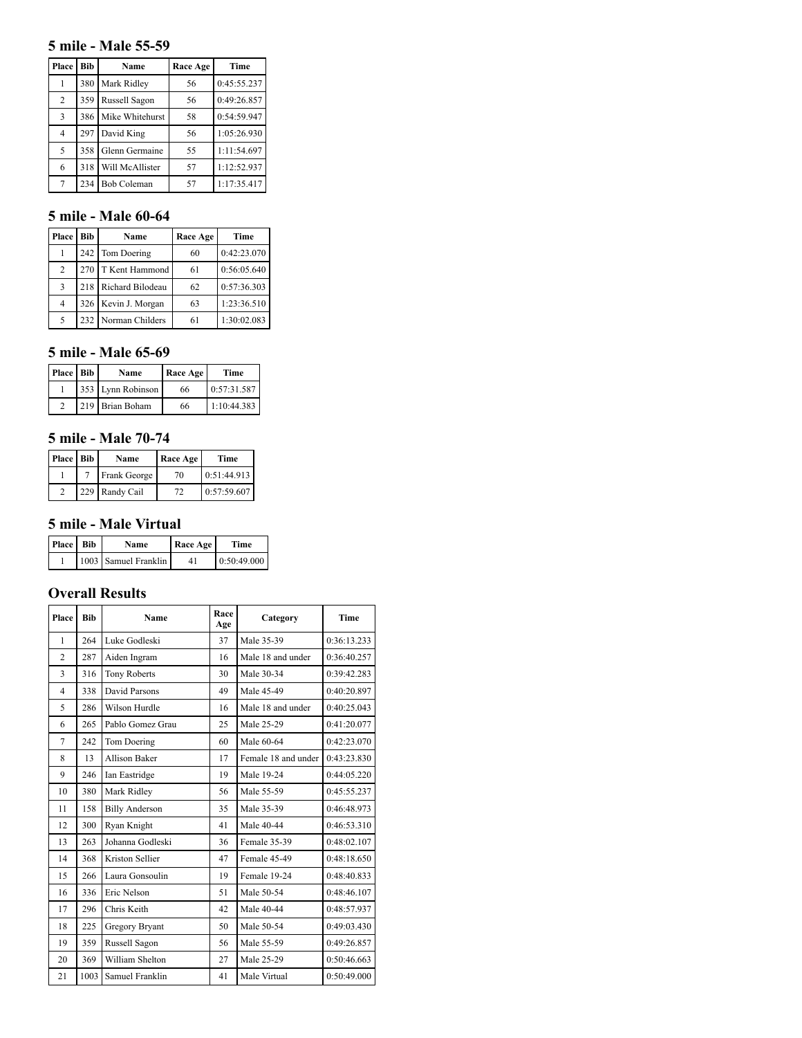## 5 mile - Male 55-59

| Place | Bib | Name | Race Age | Time |
|---|---|---|---|---|
| 1 | 380 | Mark Ridley | 56 | 0:45:55.237 |
| 2 | 359 | Russell Sagon | 56 | 0:49:26.857 |
| 3 | 386 | Mike Whitehurst | 58 | 0:54:59.947 |
| 4 | 297 | David King | 56 | 1:05:26.930 |
| 5 | 358 | Glenn Germaine | 55 | 1:11:54.697 |
| 6 | 318 | Will McAllister | 57 | 1:12:52.937 |
| 7 | 234 | Bob Coleman | 57 | 1:17:35.417 |

## 5 mile - Male 60-64

| Place | Bib | Name | Race Age | Time |
|---|---|---|---|---|
| 1 | 242 | Tom Doering | 60 | 0:42:23.070 |
| 2 | 270 | T Kent Hammond | 61 | 0:56:05.640 |
| 3 | 218 | Richard Bilodeau | 62 | 0:57:36.303 |
| 4 | 326 | Kevin J. Morgan | 63 | 1:23:36.510 |
| 5 | 232 | Norman Childers | 61 | 1:30:02.083 |

## 5 mile - Male 65-69

| Place | Bib | Name | Race Age | Time |
|---|---|---|---|---|
| 1 | 353 | Lynn Robinson | 66 | 0:57:31.587 |
| 2 | 219 | Brian Boham | 66 | 1:10:44.383 |

## 5 mile - Male 70-74

| Place | Bib | Name | Race Age | Time |
|---|---|---|---|---|
| 1 | 7 | Frank George | 70 | 0:51:44.913 |
| 2 | 229 | Randy Cail | 72 | 0:57:59.607 |

## 5 mile - Male Virtual

| Place | Bib | Name | Race Age | Time |
|---|---|---|---|---|
| 1 | 1003 | Samuel Franklin | 41 | 0:50:49.000 |

## Overall Results

| Place | Bib | Name | Race Age | Category | Time |
|---|---|---|---|---|---|
| 1 | 264 | Luke Godleski | 37 | Male 35-39 | 0:36:13.233 |
| 2 | 287 | Aiden Ingram | 16 | Male 18 and under | 0:36:40.257 |
| 3 | 316 | Tony Roberts | 30 | Male 30-34 | 0:39:42.283 |
| 4 | 338 | David Parsons | 49 | Male 45-49 | 0:40:20.897 |
| 5 | 286 | Wilson Hurdle | 16 | Male 18 and under | 0:40:25.043 |
| 6 | 265 | Pablo Gomez Grau | 25 | Male 25-29 | 0:41:20.077 |
| 7 | 242 | Tom Doering | 60 | Male 60-64 | 0:42:23.070 |
| 8 | 13 | Allison Baker | 17 | Female 18 and under | 0:43:23.830 |
| 9 | 246 | Ian Eastridge | 19 | Male 19-24 | 0:44:05.220 |
| 10 | 380 | Mark Ridley | 56 | Male 55-59 | 0:45:55.237 |
| 11 | 158 | Billy Anderson | 35 | Male 35-39 | 0:46:48.973 |
| 12 | 300 | Ryan Knight | 41 | Male 40-44 | 0:46:53.310 |
| 13 | 263 | Johanna Godleski | 36 | Female 35-39 | 0:48:02.107 |
| 14 | 368 | Kriston Sellier | 47 | Female 45-49 | 0:48:18.650 |
| 15 | 266 | Laura Gonsoulin | 19 | Female 19-24 | 0:48:40.833 |
| 16 | 336 | Eric Nelson | 51 | Male 50-54 | 0:48:46.107 |
| 17 | 296 | Chris Keith | 42 | Male 40-44 | 0:48:57.937 |
| 18 | 225 | Gregory Bryant | 50 | Male 50-54 | 0:49:03.430 |
| 19 | 359 | Russell Sagon | 56 | Male 55-59 | 0:49:26.857 |
| 20 | 369 | William Shelton | 27 | Male 25-29 | 0:50:46.663 |
| 21 | 1003 | Samuel Franklin | 41 | Male Virtual | 0:50:49.000 |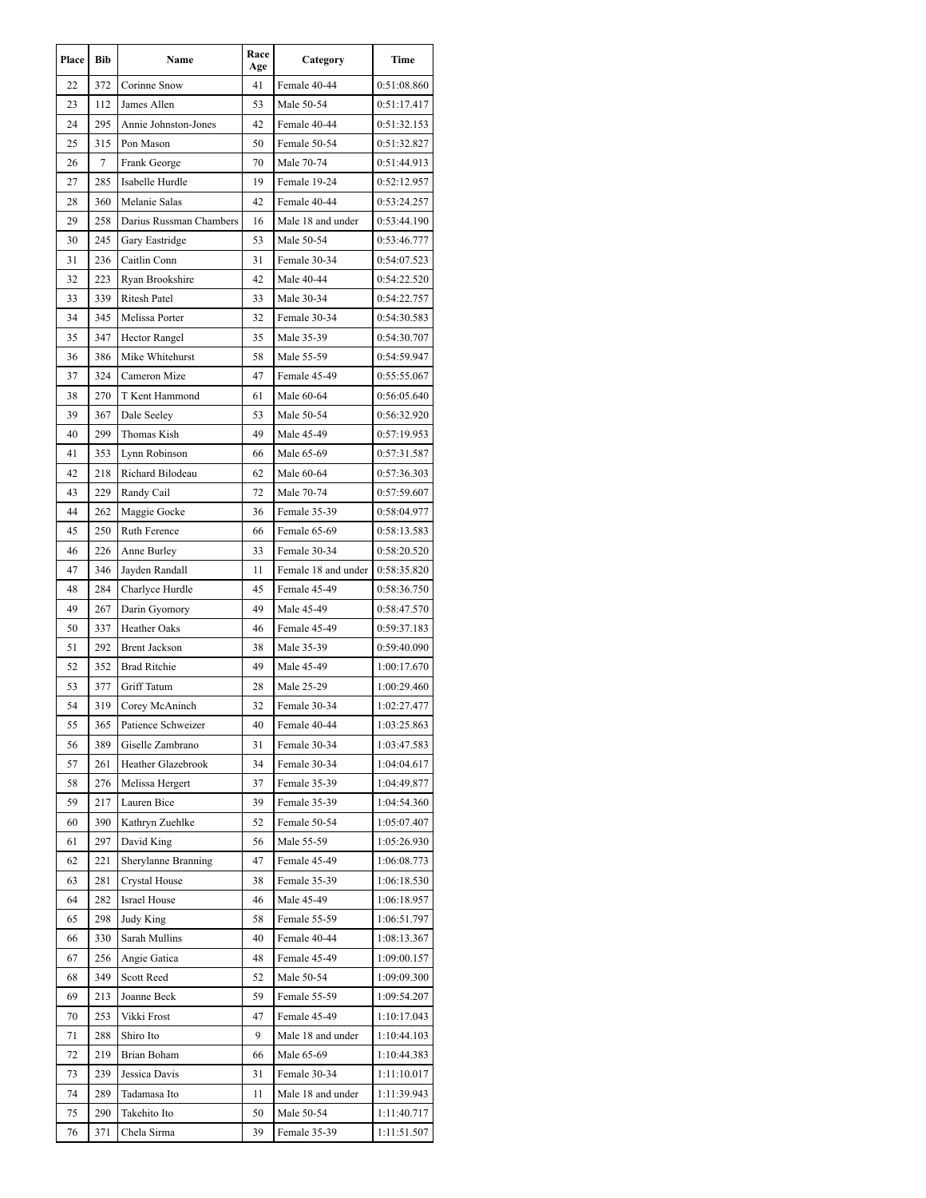| Place | Bib | Name | Race Age | Category | Time |
|---|---|---|---|---|---|
| 22 | 372 | Corinne Snow | 41 | Female 40-44 | 0:51:08.860 |
| 23 | 112 | James Allen | 53 | Male 50-54 | 0:51:17.417 |
| 24 | 295 | Annie Johnston-Jones | 42 | Female 40-44 | 0:51:32.153 |
| 25 | 315 | Pon Mason | 50 | Female 50-54 | 0:51:32.827 |
| 26 | 7 | Frank George | 70 | Male 70-74 | 0:51:44.913 |
| 27 | 285 | Isabelle Hurdle | 19 | Female 19-24 | 0:52:12.957 |
| 28 | 360 | Melanie Salas | 42 | Female 40-44 | 0:53:24.257 |
| 29 | 258 | Darius Russman Chambers | 16 | Male 18 and under | 0:53:44.190 |
| 30 | 245 | Gary Eastridge | 53 | Male 50-54 | 0:53:46.777 |
| 31 | 236 | Caitlin Conn | 31 | Female 30-34 | 0:54:07.523 |
| 32 | 223 | Ryan Brookshire | 42 | Male 40-44 | 0:54:22.520 |
| 33 | 339 | Ritesh Patel | 33 | Male 30-34 | 0:54:22.757 |
| 34 | 345 | Melissa Porter | 32 | Female 30-34 | 0:54:30.583 |
| 35 | 347 | Hector Rangel | 35 | Male 35-39 | 0:54:30.707 |
| 36 | 386 | Mike Whitehurst | 58 | Male 55-59 | 0:54:59.947 |
| 37 | 324 | Cameron Mize | 47 | Female 45-49 | 0:55:55.067 |
| 38 | 270 | T Kent Hammond | 61 | Male 60-64 | 0:56:05.640 |
| 39 | 367 | Dale Seeley | 53 | Male 50-54 | 0:56:32.920 |
| 40 | 299 | Thomas Kish | 49 | Male 45-49 | 0:57:19.953 |
| 41 | 353 | Lynn Robinson | 66 | Male 65-69 | 0:57:31.587 |
| 42 | 218 | Richard Bilodeau | 62 | Male 60-64 | 0:57:36.303 |
| 43 | 229 | Randy Cail | 72 | Male 70-74 | 0:57:59.607 |
| 44 | 262 | Maggie Gocke | 36 | Female 35-39 | 0:58:04.977 |
| 45 | 250 | Ruth Ference | 66 | Female 65-69 | 0:58:13.583 |
| 46 | 226 | Anne Burley | 33 | Female 30-34 | 0:58:20.520 |
| 47 | 346 | Jayden Randall | 11 | Female 18 and under | 0:58:35.820 |
| 48 | 284 | Charlyce Hurdle | 45 | Female 45-49 | 0:58:36.750 |
| 49 | 267 | Darin Gyomory | 49 | Male 45-49 | 0:58:47.570 |
| 50 | 337 | Heather Oaks | 46 | Female 45-49 | 0:59:37.183 |
| 51 | 292 | Brent Jackson | 38 | Male 35-39 | 0:59:40.090 |
| 52 | 352 | Brad Ritchie | 49 | Male 45-49 | 1:00:17.670 |
| 53 | 377 | Griff Tatum | 28 | Male 25-29 | 1:00:29.460 |
| 54 | 319 | Corey McAninch | 32 | Female 30-34 | 1:02:27.477 |
| 55 | 365 | Patience Schweizer | 40 | Female 40-44 | 1:03:25.863 |
| 56 | 389 | Giselle Zambrano | 31 | Female 30-34 | 1:03:47.583 |
| 57 | 261 | Heather Glazebrook | 34 | Female 30-34 | 1:04:04.617 |
| 58 | 276 | Melissa Hergert | 37 | Female 35-39 | 1:04:49.877 |
| 59 | 217 | Lauren Bice | 39 | Female 35-39 | 1:04:54.360 |
| 60 | 390 | Kathryn Zuehlke | 52 | Female 50-54 | 1:05:07.407 |
| 61 | 297 | David King | 56 | Male 55-59 | 1:05:26.930 |
| 62 | 221 | Sherylanne Branning | 47 | Female 45-49 | 1:06:08.773 |
| 63 | 281 | Crystal House | 38 | Female 35-39 | 1:06:18.530 |
| 64 | 282 | Israel House | 46 | Male 45-49 | 1:06:18.957 |
| 65 | 298 | Judy King | 58 | Female 55-59 | 1:06:51.797 |
| 66 | 330 | Sarah Mullins | 40 | Female 40-44 | 1:08:13.367 |
| 67 | 256 | Angie Gatica | 48 | Female 45-49 | 1:09:00.157 |
| 68 | 349 | Scott Reed | 52 | Male 50-54 | 1:09:09.300 |
| 69 | 213 | Joanne Beck | 59 | Female 55-59 | 1:09:54.207 |
| 70 | 253 | Vikki Frost | 47 | Female 45-49 | 1:10:17.043 |
| 71 | 288 | Shiro Ito | 9 | Male 18 and under | 1:10:44.103 |
| 72 | 219 | Brian Boham | 66 | Male 65-69 | 1:10:44.383 |
| 73 | 239 | Jessica Davis | 31 | Female 30-34 | 1:11:10.017 |
| 74 | 289 | Tadamasa Ito | 11 | Male 18 and under | 1:11:39.943 |
| 75 | 290 | Takehito Ito | 50 | Male 50-54 | 1:11:40.717 |
| 76 | 371 | Chela Sirma | 39 | Female 35-39 | 1:11:51.507 |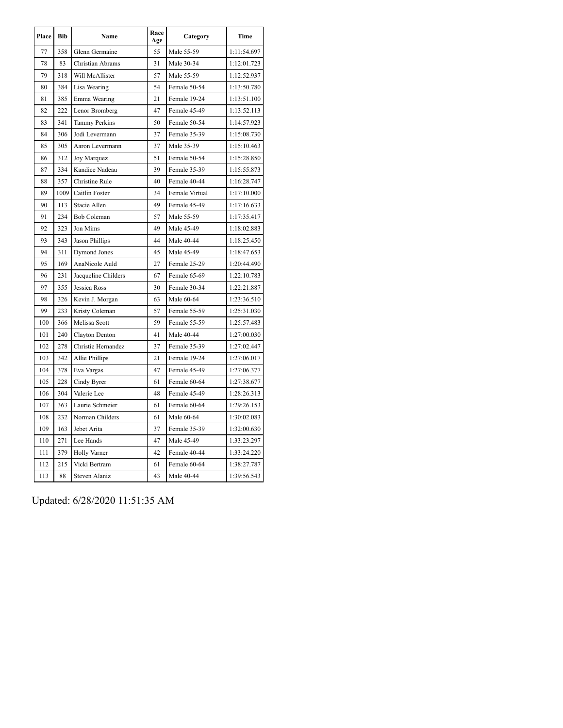| Place | Bib | Name | Race Age | Category | Time |
|---|---|---|---|---|---|
| 77 | 358 | Glenn Germaine | 55 | Male 55-59 | 1:11:54.697 |
| 78 | 83 | Christian Abrams | 31 | Male 30-34 | 1:12:01.723 |
| 79 | 318 | Will McAllister | 57 | Male 55-59 | 1:12:52.937 |
| 80 | 384 | Lisa Wearing | 54 | Female 50-54 | 1:13:50.780 |
| 81 | 385 | Emma Wearing | 21 | Female 19-24 | 1:13:51.100 |
| 82 | 222 | Lenor Bromberg | 47 | Female 45-49 | 1:13:52.113 |
| 83 | 341 | Tammy Perkins | 50 | Female 50-54 | 1:14:57.923 |
| 84 | 306 | Jodi Levermann | 37 | Female 35-39 | 1:15:08.730 |
| 85 | 305 | Aaron Levermann | 37 | Male 35-39 | 1:15:10.463 |
| 86 | 312 | Joy Marquez | 51 | Female 50-54 | 1:15:28.850 |
| 87 | 334 | Kandice Nadeau | 39 | Female 35-39 | 1:15:55.873 |
| 88 | 357 | Christine Rule | 40 | Female 40-44 | 1:16:28.747 |
| 89 | 1009 | Caitlin Foster | 34 | Female Virtual | 1:17:10.000 |
| 90 | 113 | Stacie Allen | 49 | Female 45-49 | 1:17:16.633 |
| 91 | 234 | Bob Coleman | 57 | Male 55-59 | 1:17:35.417 |
| 92 | 323 | Jon Mims | 49 | Male 45-49 | 1:18:02.883 |
| 93 | 343 | Jason Phillips | 44 | Male 40-44 | 1:18:25.450 |
| 94 | 311 | Dymond Jones | 45 | Male 45-49 | 1:18:47.653 |
| 95 | 169 | AnaNicole Auld | 27 | Female 25-29 | 1:20:44.490 |
| 96 | 231 | Jacqueline Childers | 67 | Female 65-69 | 1:22:10.783 |
| 97 | 355 | Jessica Ross | 30 | Female 30-34 | 1:22:21.887 |
| 98 | 326 | Kevin J. Morgan | 63 | Male 60-64 | 1:23:36.510 |
| 99 | 233 | Kristy Coleman | 57 | Female 55-59 | 1:25:31.030 |
| 100 | 366 | Melissa Scott | 59 | Female 55-59 | 1:25:57.483 |
| 101 | 240 | Clayton Denton | 41 | Male 40-44 | 1:27:00.030 |
| 102 | 278 | Christie Hernandez | 37 | Female 35-39 | 1:27:02.447 |
| 103 | 342 | Allie Phillips | 21 | Female 19-24 | 1:27:06.017 |
| 104 | 378 | Eva Vargas | 47 | Female 45-49 | 1:27:06.377 |
| 105 | 228 | Cindy Byrer | 61 | Female 60-64 | 1:27:38.677 |
| 106 | 304 | Valerie Lee | 48 | Female 45-49 | 1:28:26.313 |
| 107 | 363 | Laurie Schmeier | 61 | Female 60-64 | 1:29:26.153 |
| 108 | 232 | Norman Childers | 61 | Male 60-64 | 1:30:02.083 |
| 109 | 163 | Jebet Arita | 37 | Female 35-39 | 1:32:00.630 |
| 110 | 271 | Lee Hands | 47 | Male 45-49 | 1:33:23.297 |
| 111 | 379 | Holly Varner | 42 | Female 40-44 | 1:33:24.220 |
| 112 | 215 | Vicki Bertram | 61 | Female 60-64 | 1:38:27.787 |
| 113 | 88 | Steven Alaniz | 43 | Male 40-44 | 1:39:56.543 |

Updated: 6/28/2020 11:51:35 AM